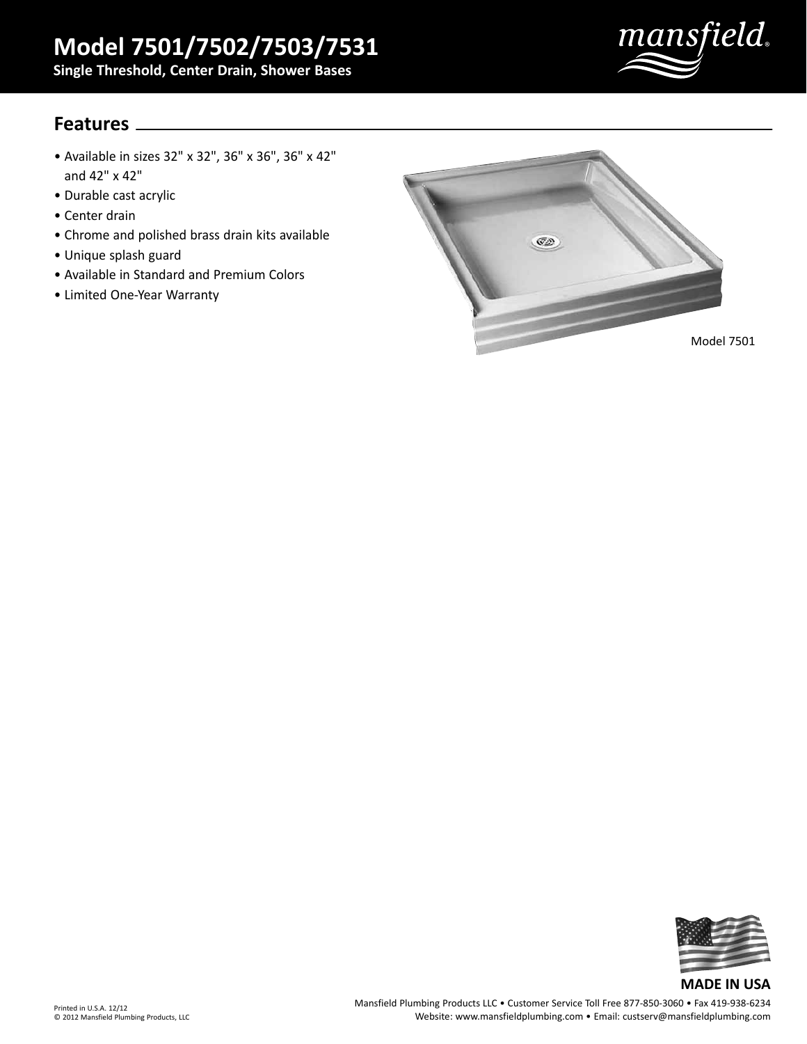# Model 7501/7502/7503/7531

**Single Threshold, Center Drain, Shower Bases**

## Features

- Available in sizes 32" x 32", 36" x 36", 36" x 42" and 42" x 42"
- Durable cast acrylic
- Center drain
- Chrome and polished brass drain kits available
- Unique splash guard
- Available in Standard and Premium Colors
- Limited One-Year Warranty

Model 7501

**MADE IN USA**

Printed in U.S.A. 12/12
© 2012 Mansfield Plumbing Products, LLC

Mansfield Plumbing Products LLC • Customer Service Toll Free 877-850-3060 • Fax 419-938-6234
Website: www.mansfieldplumbing.com • Email: custserv@mansfieldplumbing.com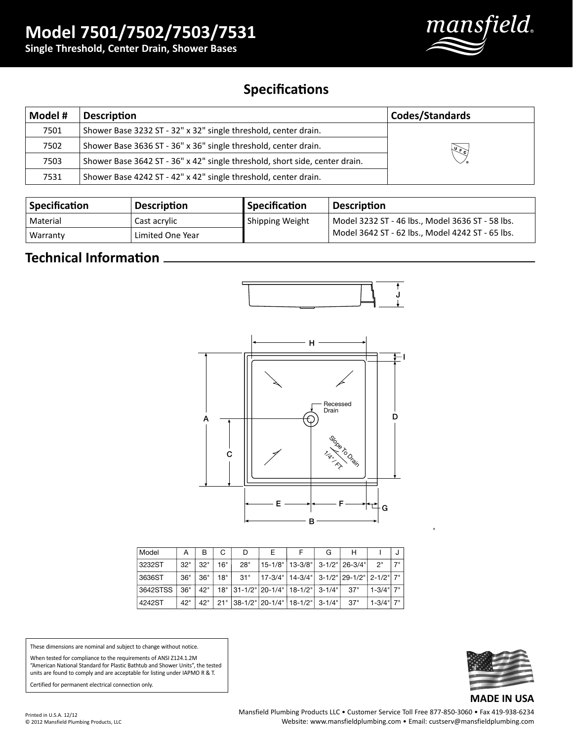# Model 7501/7502/7503/7531

**Single Threshold, Center Drain, Shower Bases**

## Specifications

| Model # | Description | Codes/Standards |
|---|---|---|
| 7501 | Shower Base 3232 ST - 32" x 32" single threshold, center drain. | UPC® |
| 7502 | Shower Base 3636 ST - 36" x 36" single threshold, center drain. | |
| 7503 | Shower Base 3642 ST - 36" x 42" single threshold, short side, center drain. | |
| 7531 | Shower Base 4242 ST - 42" x 42" single threshold, center drain. | |

| Specification | Description | Specification | Description |
|---|---|---|---|
| Material | Cast acrylic | Shipping Weight | Model 3232 ST - 46 lbs., Model 3636 ST - 58 lbs. Model 3642 ST - 62 lbs., Model 4242 ST - 65 lbs. |
| Warranty | Limited One Year | | |

## Technical Information

J

H

I

Recessed Drain

A

D

C

Slope To Drain 1/4" / FT.

E

F

G

B

| Model | A | B | C | D | E | F | G | H | I | J |
|---|---|---|---|---|---|---|---|---|---|---|
| 3232ST | 32" | 32" | 16" | 28" | 15-1/8" | 13-3/8" | 3-1/2" | 26-3/4" | 2" | 7" |
| 3636ST | 36" | 36" | 18" | 31" | 17-3/4" | 14-3/4" | 3-1/2" | 29-1/2" | 2-1/2" | 7" |
| 3642STSS | 36" | 42" | 18" | 31-1/2" | 20-1/4" | 18-1/2" | 3-1/4" | 37" | 1-3/4" | 7" |
| 4242ST | 42" | 42" | 21" | 38-1/2" | 20-1/4" | 18-1/2" | 3-1/4" | 37" | 1-3/4" | 7" |

These dimensions are nominal and subject to change without notice.

When tested for compliance to the requirements of ANSI Z124.1.2M "American National Standard for Plastic Bathtub and Shower Units", the tested units are found to comply and are acceptable for listing under IAPMO R & T.

Certified for permanent electrical connection only.

**MADE IN USA**

Printed in U.S.A. 12/12
© 2012 Mansfield Plumbing Products, LLC

Mansfield Plumbing Products LLC • Customer Service Toll Free 877-850-3060 • Fax 419-938-6234
Website: www.mansfieldplumbing.com • Email: custserv@mansfieldplumbing.com